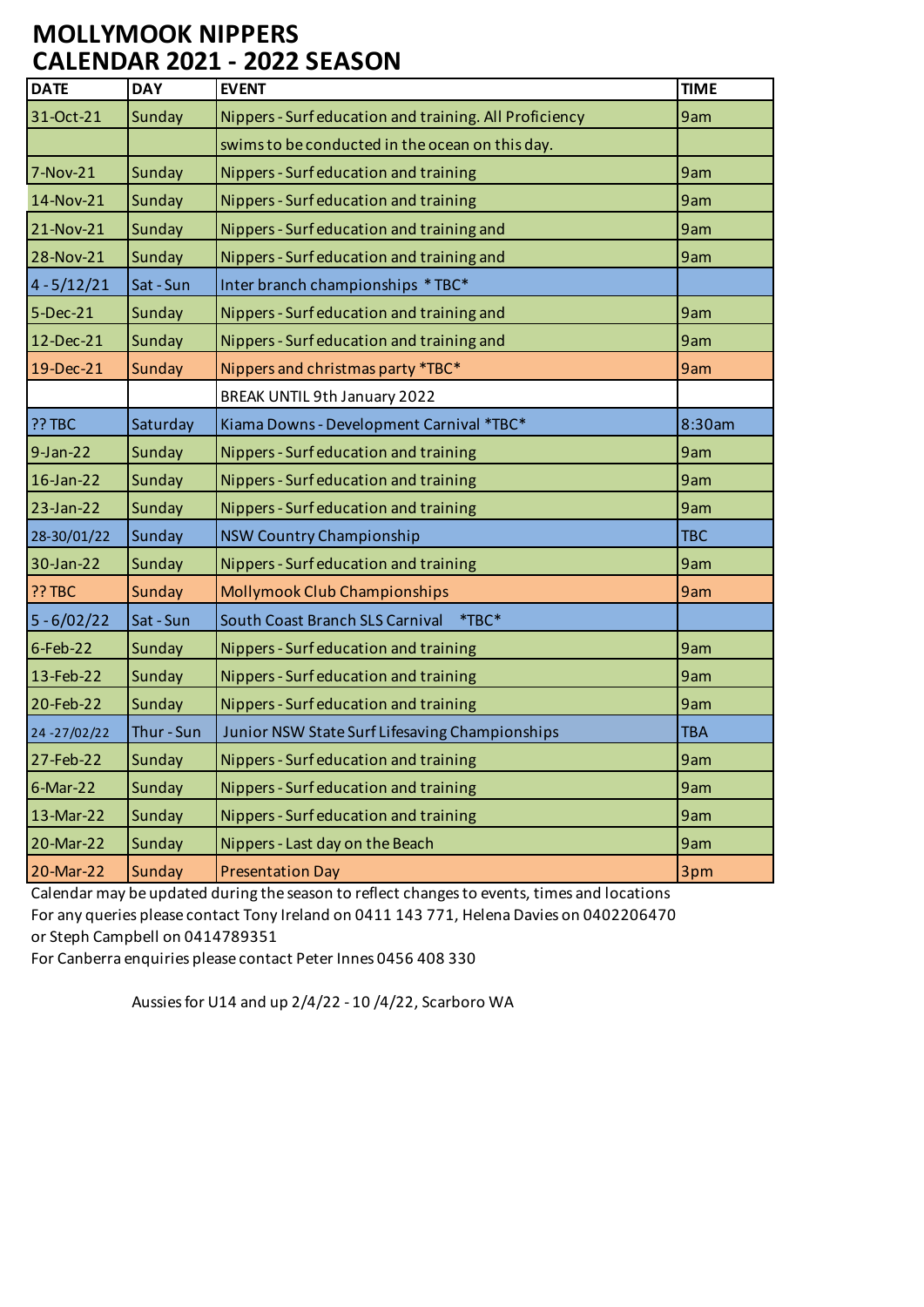# MOLLYMOOK NIPPERS
# CALENDAR 2021 - 2022 SEASON

| DATE | DAY | EVENT | TIME |
|---|---|---|---|
| 31-Oct-21 | Sunday | Nippers - Surf education and training. All Proficiency | 9am |
| | | swims to be conducted in the ocean on this day. | |
| 7-Nov-21 | Sunday | Nippers - Surf education and training | 9am |
| 14-Nov-21 | Sunday | Nippers - Surf education and training | 9am |
| 21-Nov-21 | Sunday | Nippers - Surf education and training and | 9am |
| 28-Nov-21 | Sunday | Nippers - Surf education and training and | 9am |
| 4 - 5/12/21 | Sat - Sun | Inter branch championships *TBC* | |
| 5-Dec-21 | Sunday | Nippers - Surf education and training and | 9am |
| 12-Dec-21 | Sunday | Nippers - Surf education and training and | 9am |
| 19-Dec-21 | Sunday | Nippers and christmas party *TBC* | 9am |
| | | BREAK UNTIL 9th January 2022 | |
| ?? TBC | Saturday | Kiama Downs - Development Carnival *TBC* | 8:30am |
| 9-Jan-22 | Sunday | Nippers - Surf education and training | 9am |
| 16-Jan-22 | Sunday | Nippers - Surf education and training | 9am |
| 23-Jan-22 | Sunday | Nippers - Surf education and training | 9am |
| 28-30/01/22 | Sunday | NSW Country Championship | TBC |
| 30-Jan-22 | Sunday | Nippers - Surf education and training | 9am |
| ?? TBC | Sunday | Mollymook Club Championships | 9am |
| 5 - 6/02/22 | Sat - Sun | South Coast Branch SLS Carnival *TBC* | |
| 6-Feb-22 | Sunday | Nippers - Surf education and training | 9am |
| 13-Feb-22 | Sunday | Nippers - Surf education and training | 9am |
| 20-Feb-22 | Sunday | Nippers - Surf education and training | 9am |
| 24 -27/02/22 | Thur - Sun | Junior NSW State Surf Lifesaving Championships | TBA |
| 27-Feb-22 | Sunday | Nippers - Surf education and training | 9am |
| 6-Mar-22 | Sunday | Nippers - Surf education and training | 9am |
| 13-Mar-22 | Sunday | Nippers - Surf education and training | 9am |
| 20-Mar-22 | Sunday | Nippers - Last day on the Beach | 9am |
| 20-Mar-22 | Sunday | Presentation Day | 3pm |

Calendar may be updated during the season to reflect changes to events, times and locations
For any queries please contact Tony Ireland on 0411 143 771, Helena Davies on 0402206470 or Steph Campbell on 0414789351
For Canberra enquiries please contact Peter Innes 0456 408 330

Aussies for U14 and up 2/4/22 - 10 /4/22, Scarboro WA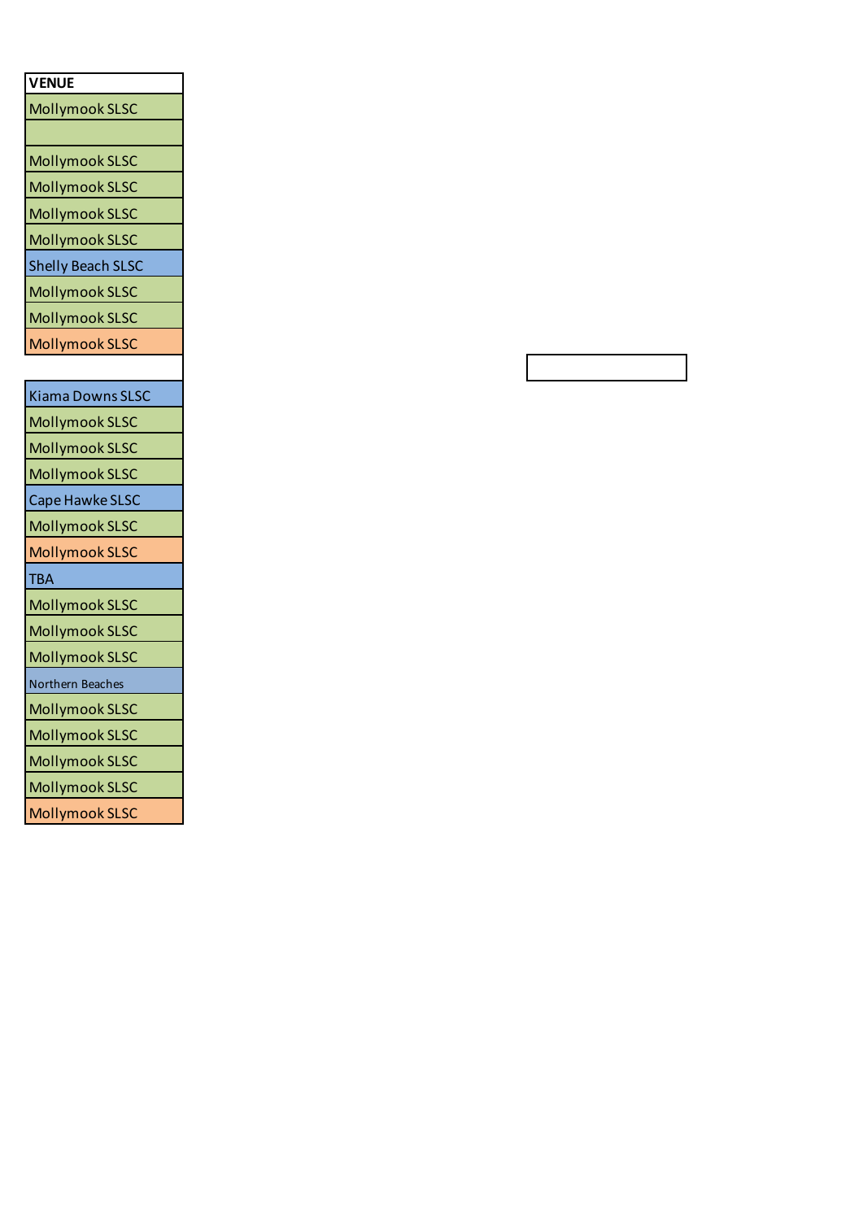| VENUE |
|---|
| Mollymook SLSC |
| |
| Mollymook SLSC |
| Mollymook SLSC |
| Mollymook SLSC |
| Mollymook SLSC |
| Shelly Beach SLSC |
| Mollymook SLSC |
| Mollymook SLSC |
| Mollymook SLSC |
| |
| Kiama Downs SLSC |
| Mollymook SLSC |
| Mollymook SLSC |
| Mollymook SLSC |
| Cape Hawke SLSC |
| Mollymook SLSC |
| Mollymook SLSC |
| TBA |
| Mollymook SLSC |
| Mollymook SLSC |
| Mollymook SLSC |
| Northern Beaches |
| Mollymook SLSC |
| Mollymook SLSC |
| Mollymook SLSC |
| Mollymook SLSC |
| Mollymook SLSC |